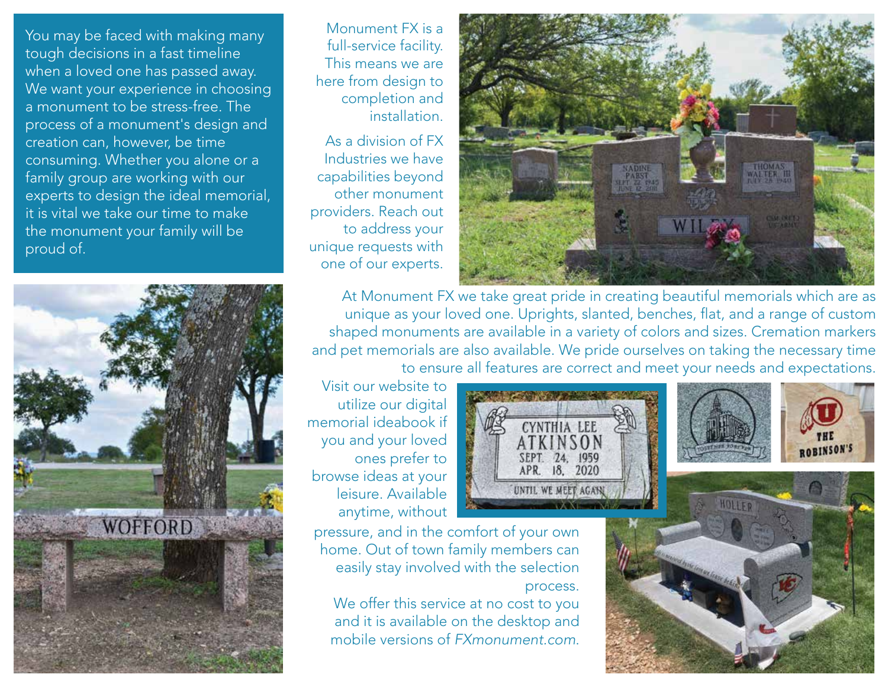You may be faced with making many tough decisions in a fast timeline when a loved one has passed away. We want your experience in choosing a monument to be stress-free. The process of a monument's design and creation can, however, be time consuming. Whether you alone or a family group are working with our experts to design the ideal memorial, it is vital we take our time to make the monument your family will be proud of.

Monument FX is a full-service facility. This means we are here from design to completion and installation.

As a division of FX Industries we have capabilities beyond other monument providers. Reach out to address your unique requests with one of our experts.

At Monument FX we take great pride in creating beautiful memorials which are as unique as your loved one. Uprights, slanted, benches, flat, and a range of custom shaped monuments are available in a variety of colors and sizes. Cremation markers and pet memorials are also available. We pride ourselves on taking the necessary time to ensure all features are correct and meet your needs and expectations.

Visit our website to utilize our digital memorial ideabook if you and your loved ones prefer to browse ideas at your leisure. Available anytime, without pressure, and in the comfort of your own home. Out of town family members can easily stay involved with the selection process.

We offer this service at no cost to you and it is available on the desktop and mobile versions of *FXmonument.com*.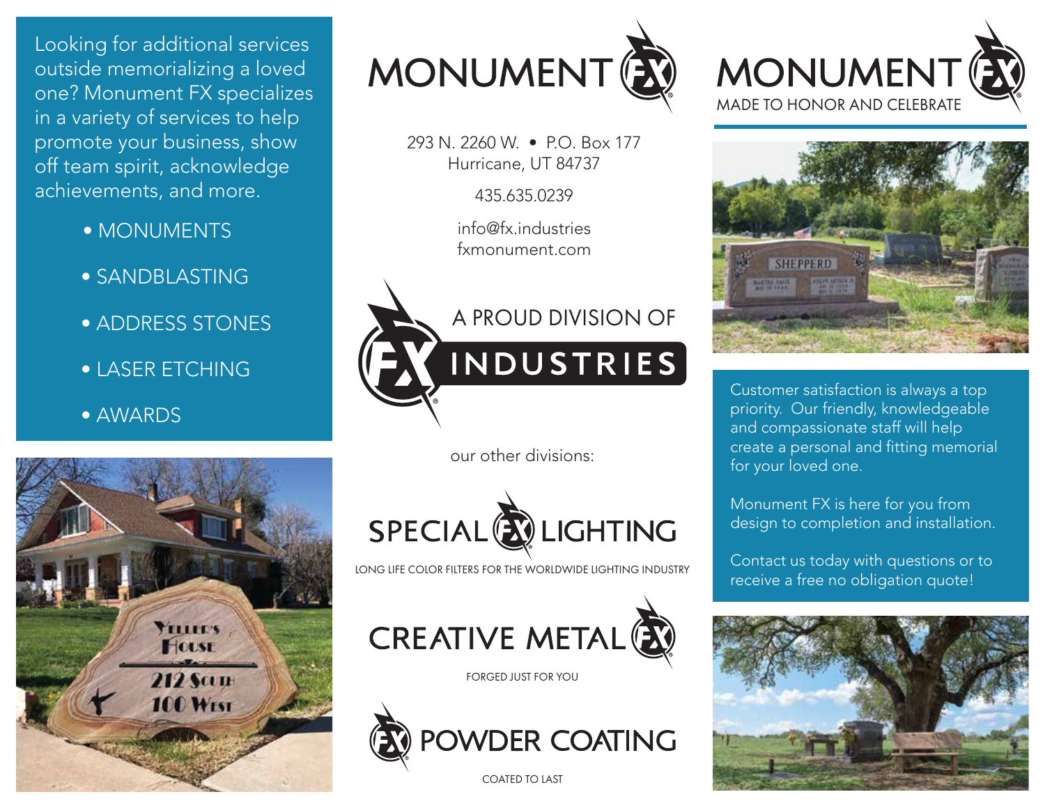Looking for additional services outside memorializing a loved one? Monument FX specializes in a variety of services to help promote your business, show off team spirit, acknowledge achievements, and more.

- MONUMENTS
- SANDBLASTING
- ADDRESS STONES
- LASER ETCHING
- AWARDS

# MONUMENT FX

293 N. 2260 W. • P.O. Box 177
Hurricane, UT 84737

435.635.0239

info@fx.industries
fxmonument.com

A PROUD DIVISION OF

FX INDUSTRIES

our other divisions:

SPECIAL FX LIGHTING

LONG LIFE COLOR FILTERS FOR THE WORLDWIDE LIGHTING INDUSTRY

CREATIVE METAL FX

FORGED JUST FOR YOU

FX POWDER COATING

COATED TO LAST

# MONUMENT FX

MADE TO HONOR AND CELEBRATE

Customer satisfaction is always a top priority. Our friendly, knowledgeable and compassionate staff will help create a personal and fitting memorial for your loved one.

Monument FX is here for you from design to completion and installation.

Contact us today with questions or to receive a free no obligation quote!